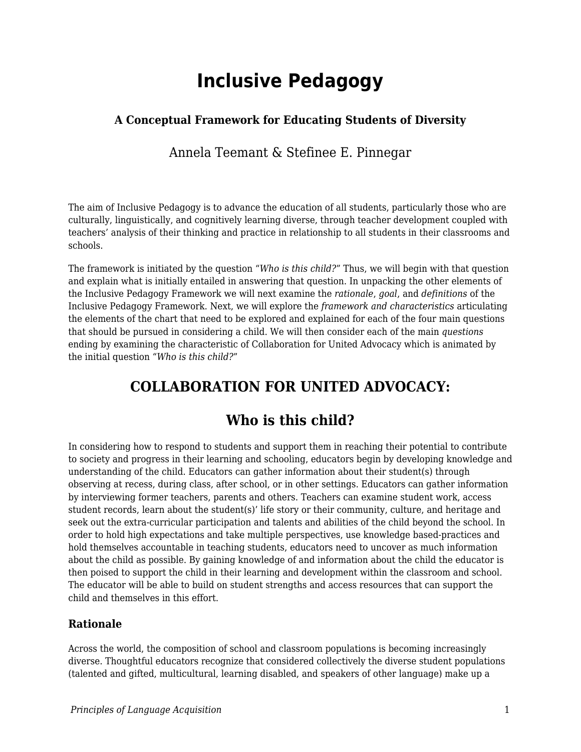# Inclusive Pedagogy

### A Conceptual Framework for Educating Students of Diversity

Annela Teemant & Stefinee E. Pinnegar

The aim of Inclusive Pedagogy is to advance the education of all students, particularly those who are culturally, linguistically, and cognitively learning diverse, through teacher development coupled with teachers' analysis of their thinking and practice in relationship to all students in their classrooms and schools.

The framework is initiated by the question "*Who is this child?*" Thus, we will begin with that question and explain what is initially entailed in answering that question. In unpacking the other elements of the Inclusive Pedagogy Framework we will next examine the *rationale*, *goal*, and *definitions* of the Inclusive Pedagogy Framework. Next, we will explore the *framework and characteristics* articulating the elements of the chart that need to be explored and explained for each of the four main questions that should be pursued in considering a child. We will then consider each of the main *questions* ending by examining the characteristic of Collaboration for United Advocacy which is animated by the initial question "*Who is this child?*"

## COLLABORATION FOR UNITED ADVOCACY:

## Who is this child?

In considering how to respond to students and support them in reaching their potential to contribute to society and progress in their learning and schooling, educators begin by developing knowledge and understanding of the child. Educators can gather information about their student(s) through observing at recess, during class, after school, or in other settings. Educators can gather information by interviewing former teachers, parents and others. Teachers can examine student work, access student records, learn about the student(s)' life story or their community, culture, and heritage and seek out the extra-curricular participation and talents and abilities of the child beyond the school. In order to hold high expectations and take multiple perspectives, use knowledge based-practices and hold themselves accountable in teaching students, educators need to uncover as much information about the child as possible. By gaining knowledge of and information about the child the educator is then poised to support the child in their learning and development within the classroom and school. The educator will be able to build on student strengths and access resources that can support the child and themselves in this effort.

### Rationale

Across the world, the composition of school and classroom populations is becoming increasingly diverse. Thoughtful educators recognize that considered collectively the diverse student populations (talented and gifted, multicultural, learning disabled, and speakers of other language) make up a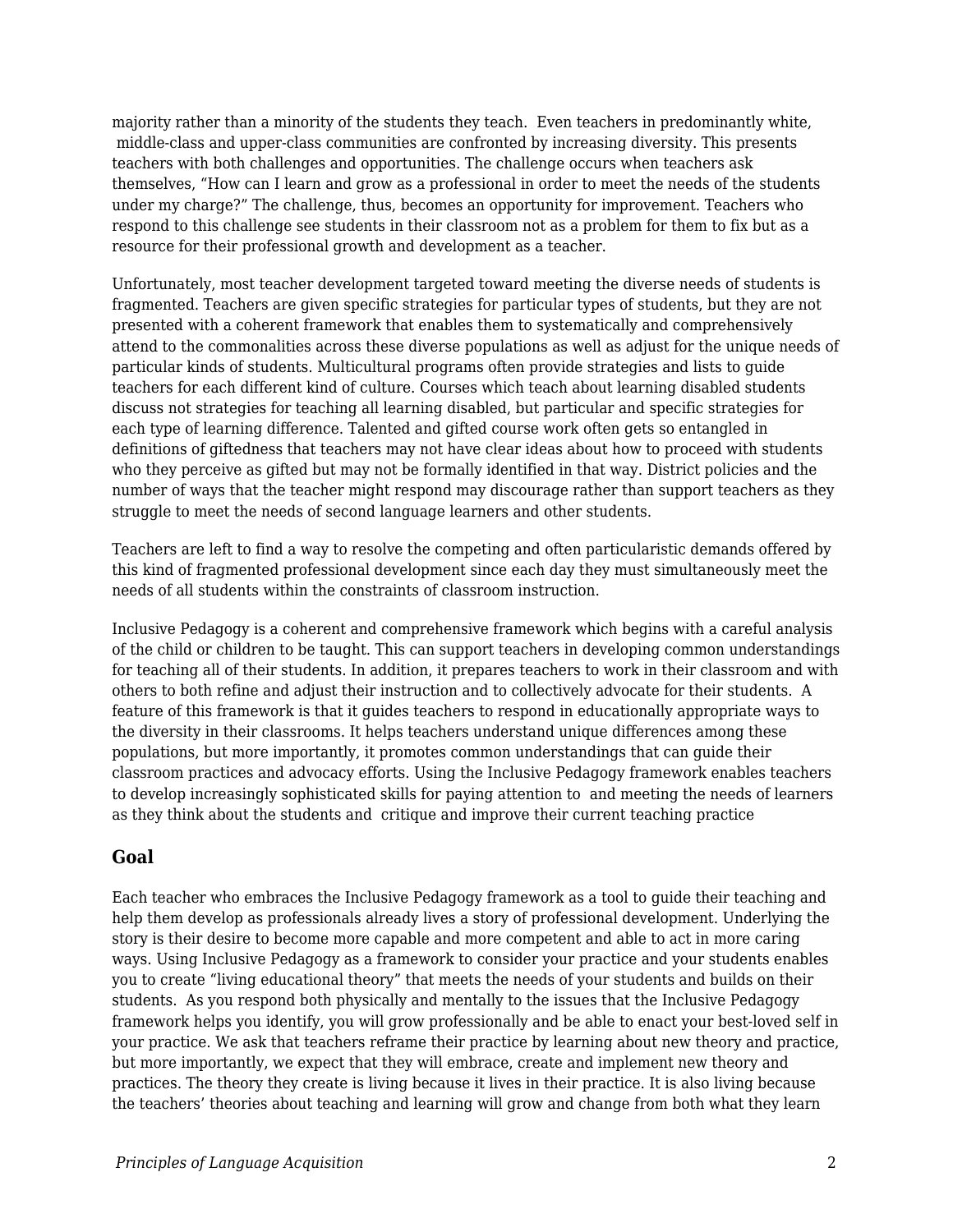majority rather than a minority of the students they teach. Even teachers in predominantly white, middle-class and upper-class communities are confronted by increasing diversity. This presents teachers with both challenges and opportunities. The challenge occurs when teachers ask themselves, “How can I learn and grow as a professional in order to meet the needs of the students under my charge?” The challenge, thus, becomes an opportunity for improvement. Teachers who respond to this challenge see students in their classroom not as a problem for them to fix but as a resource for their professional growth and development as a teacher.

Unfortunately, most teacher development targeted toward meeting the diverse needs of students is fragmented. Teachers are given specific strategies for particular types of students, but they are not presented with a coherent framework that enables them to systematically and comprehensively attend to the commonalities across these diverse populations as well as adjust for the unique needs of particular kinds of students. Multicultural programs often provide strategies and lists to guide teachers for each different kind of culture. Courses which teach about learning disabled students discuss not strategies for teaching all learning disabled, but particular and specific strategies for each type of learning difference. Talented and gifted course work often gets so entangled in definitions of giftedness that teachers may not have clear ideas about how to proceed with students who they perceive as gifted but may not be formally identified in that way. District policies and the number of ways that the teacher might respond may discourage rather than support teachers as they struggle to meet the needs of second language learners and other students.

Teachers are left to find a way to resolve the competing and often particularistic demands offered by this kind of fragmented professional development since each day they must simultaneously meet the needs of all students within the constraints of classroom instruction.

Inclusive Pedagogy is a coherent and comprehensive framework which begins with a careful analysis of the child or children to be taught. This can support teachers in developing common understandings for teaching all of their students. In addition, it prepares teachers to work in their classroom and with others to both refine and adjust their instruction and to collectively advocate for their students. A feature of this framework is that it guides teachers to respond in educationally appropriate ways to the diversity in their classrooms. It helps teachers understand unique differences among these populations, but more importantly, it promotes common understandings that can guide their classroom practices and advocacy efforts. Using the Inclusive Pedagogy framework enables teachers to develop increasingly sophisticated skills for paying attention to and meeting the needs of learners as they think about the students and critique and improve their current teaching practice

### Goal

Each teacher who embraces the Inclusive Pedagogy framework as a tool to guide their teaching and help them develop as professionals already lives a story of professional development. Underlying the story is their desire to become more capable and more competent and able to act in more caring ways. Using Inclusive Pedagogy as a framework to consider your practice and your students enables you to create “living educational theory” that meets the needs of your students and builds on their students. As you respond both physically and mentally to the issues that the Inclusive Pedagogy framework helps you identify, you will grow professionally and be able to enact your best-loved self in your practice. We ask that teachers reframe their practice by learning about new theory and practice, but more importantly, we expect that they will embrace, create and implement new theory and practices. The theory they create is living because it lives in their practice. It is also living because the teachers’ theories about teaching and learning will grow and change from both what they learn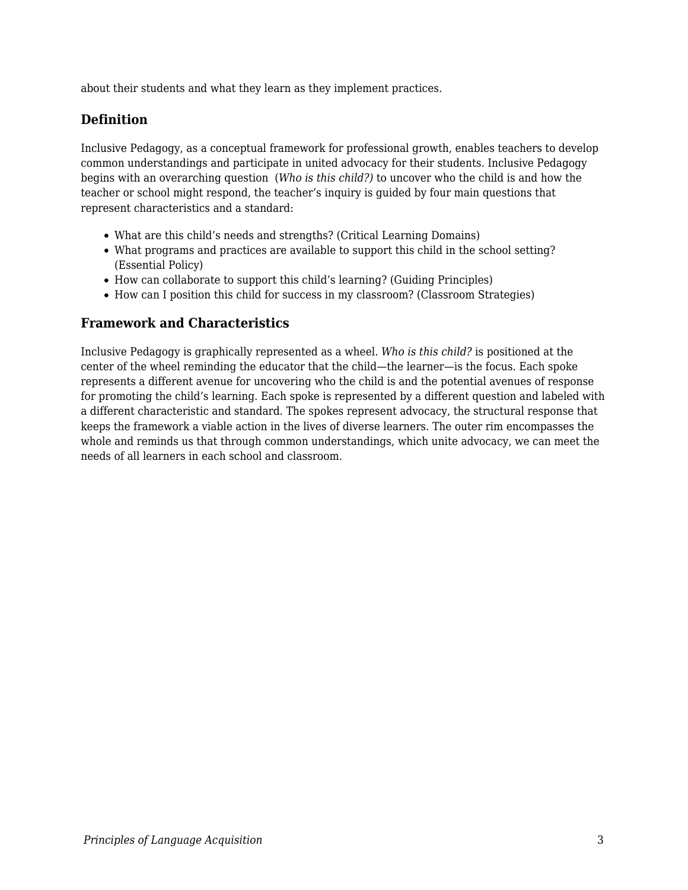about their students and what they learn as they implement practices.

## Definition

Inclusive Pedagogy, as a conceptual framework for professional growth, enables teachers to develop common understandings and participate in united advocacy for their students. Inclusive Pedagogy begins with an overarching question  (*Who is this child?)* to uncover who the child is and how the teacher or school might respond, the teacher's inquiry is guided by four main questions that represent characteristics and a standard:

- What are this child's needs and strengths? (Critical Learning Domains)
- What programs and practices are available to support this child in the school setting? (Essential Policy)
- How can collaborate to support this child's learning? (Guiding Principles)
- How can I position this child for success in my classroom? (Classroom Strategies)

## Framework and Characteristics

Inclusive Pedagogy is graphically represented as a wheel. *Who is this child?* is positioned at the center of the wheel reminding the educator that the child—the learner—is the focus. Each spoke represents a different avenue for uncovering who the child is and the potential avenues of response for promoting the child's learning. Each spoke is represented by a different question and labeled with a different characteristic and standard. The spokes represent advocacy, the structural response that keeps the framework a viable action in the lives of diverse learners. The outer rim encompasses the whole and reminds us that through common understandings, which unite advocacy, we can meet the needs of all learners in each school and classroom.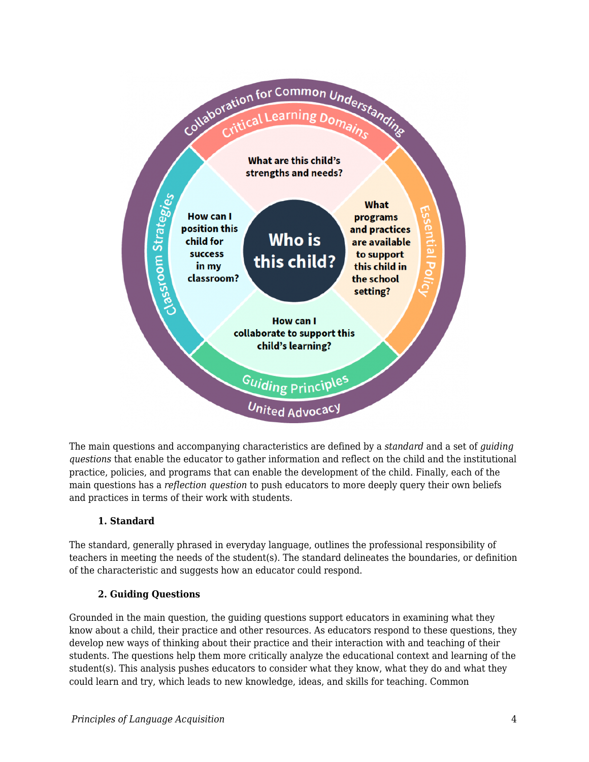Collaboration for Common Understanding

Critical Learning Domains

What are this child's strengths and needs?

Essential Policy

What programs and practices are available to support this child in the school setting?

Guiding Principles

How can I collaborate to support this child's learning?

Classroom Strategies

How can I position this child for success in my classroom?

United Advocacy

Who is this child?

The main questions and accompanying characteristics are defined by a *standard* and a set of *guiding questions* that enable the educator to gather information and reflect on the child and the institutional practice, policies, and programs that can enable the development of the child. Finally, each of the main questions has a *reflection question* to push educators to more deeply query their own beliefs and practices in terms of their work with students.

**1. Standard**

The standard, generally phrased in everyday language, outlines the professional responsibility of teachers in meeting the needs of the student(s). The standard delineates the boundaries, or definition of the characteristic and suggests how an educator could respond.

**2. Guiding Questions**

Grounded in the main question, the guiding questions support educators in examining what they know about a child, their practice and other resources. As educators respond to these questions, they develop new ways of thinking about their practice and their interaction with and teaching of their students. The questions help them more critically analyze the educational context and learning of the student(s). This analysis pushes educators to consider what they know, what they do and what they could learn and try, which leads to new knowledge, ideas, and skills for teaching. Common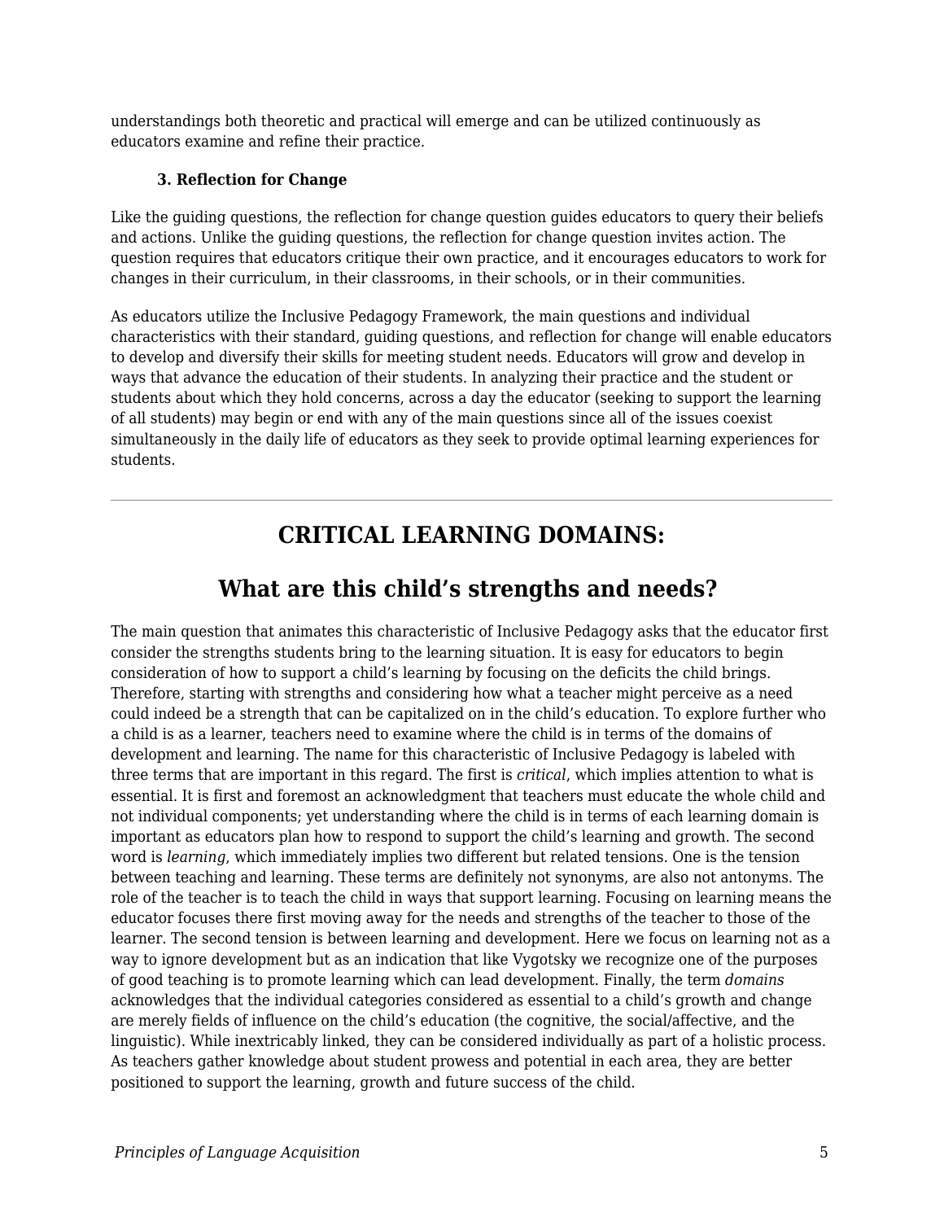understandings both theoretic and practical will emerge and can be utilized continuously as educators examine and refine their practice.

**3. Reflection for Change**

Like the guiding questions, the reflection for change question guides educators to query their beliefs and actions. Unlike the guiding questions, the reflection for change question invites action. The question requires that educators critique their own practice, and it encourages educators to work for changes in their curriculum, in their classrooms, in their schools, or in their communities.

As educators utilize the Inclusive Pedagogy Framework, the main questions and individual characteristics with their standard, guiding questions, and reflection for change will enable educators to develop and diversify their skills for meeting student needs. Educators will grow and develop in ways that advance the education of their students. In analyzing their practice and the student or students about which they hold concerns, across a day the educator (seeking to support the learning of all students) may begin or end with any of the main questions since all of the issues coexist simultaneously in the daily life of educators as they seek to provide optimal learning experiences for students.

---

## CRITICAL LEARNING DOMAINS:

## What are this child's strengths and needs?

The main question that animates this characteristic of Inclusive Pedagogy asks that the educator first consider the strengths students bring to the learning situation. It is easy for educators to begin consideration of how to support a child's learning by focusing on the deficits the child brings. Therefore, starting with strengths and considering how what a teacher might perceive as a need could indeed be a strength that can be capitalized on in the child's education. To explore further who a child is as a learner, teachers need to examine where the child is in terms of the domains of development and learning. The name for this characteristic of Inclusive Pedagogy is labeled with three terms that are important in this regard. The first is *critical*, which implies attention to what is essential. It is first and foremost an acknowledgment that teachers must educate the whole child and not individual components; yet understanding where the child is in terms of each learning domain is important as educators plan how to respond to support the child's learning and growth. The second word is *learning*, which immediately implies two different but related tensions. One is the tension between teaching and learning. These terms are definitely not synonyms, are also not antonyms. The role of the teacher is to teach the child in ways that support learning. Focusing on learning means the educator focuses there first moving away for the needs and strengths of the teacher to those of the learner. The second tension is between learning and development. Here we focus on learning not as a way to ignore development but as an indication that like Vygotsky we recognize one of the purposes of good teaching is to promote learning which can lead development. Finally, the term *domains* acknowledges that the individual categories considered as essential to a child's growth and change are merely fields of influence on the child's education (the cognitive, the social/affective, and the linguistic). While inextricably linked, they can be considered individually as part of a holistic process. As teachers gather knowledge about student prowess and potential in each area, they are better positioned to support the learning, growth and future success of the child.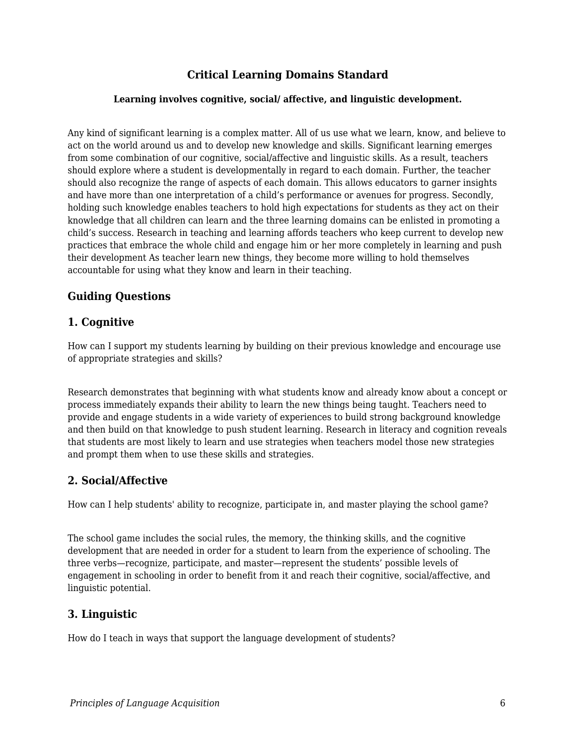## Critical Learning Domains Standard

**Learning involves cognitive, social/ affective, and linguistic development.**

Any kind of significant learning is a complex matter. All of us use what we learn, know, and believe to act on the world around us and to develop new knowledge and skills. Significant learning emerges from some combination of our cognitive, social/affective and linguistic skills. As a result, teachers should explore where a student is developmentally in regard to each domain. Further, the teacher should also recognize the range of aspects of each domain. This allows educators to garner insights and have more than one interpretation of a child's performance or avenues for progress. Secondly, holding such knowledge enables teachers to hold high expectations for students as they act on their knowledge that all children can learn and the three learning domains can be enlisted in promoting a child's success. Research in teaching and learning affords teachers who keep current to develop new practices that embrace the whole child and engage him or her more completely in learning and push their development As teacher learn new things, they become more willing to hold themselves accountable for using what they know and learn in their teaching.

### Guiding Questions

### 1. Cognitive

How can I support my students learning by building on their previous knowledge and encourage use of appropriate strategies and skills?

Research demonstrates that beginning with what students know and already know about a concept or process immediately expands their ability to learn the new things being taught. Teachers need to provide and engage students in a wide variety of experiences to build strong background knowledge and then build on that knowledge to push student learning. Research in literacy and cognition reveals that students are most likely to learn and use strategies when teachers model those new strategies and prompt them when to use these skills and strategies.

### 2. Social/Affective

How can I help students' ability to recognize, participate in, and master playing the school game?

The school game includes the social rules, the memory, the thinking skills, and the cognitive development that are needed in order for a student to learn from the experience of schooling. The three verbs—recognize, participate, and master—represent the students' possible levels of engagement in schooling in order to benefit from it and reach their cognitive, social/affective, and linguistic potential.

### 3. Linguistic

How do I teach in ways that support the language development of students?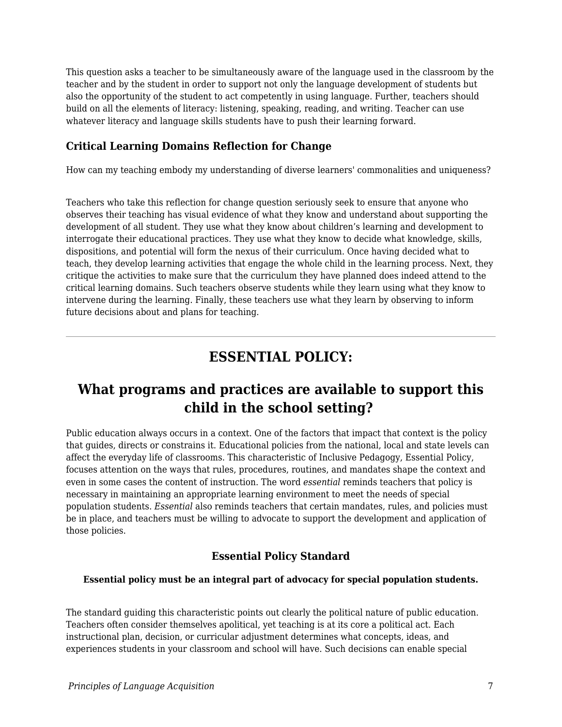This question asks a teacher to be simultaneously aware of the language used in the classroom by the teacher and by the student in order to support not only the language development of students but also the opportunity of the student to act competently in using language. Further, teachers should build on all the elements of literacy: listening, speaking, reading, and writing. Teacher can use whatever literacy and language skills students have to push their learning forward.

### Critical Learning Domains Reflection for Change

How can my teaching embody my understanding of diverse learners' commonalities and uniqueness?

Teachers who take this reflection for change question seriously seek to ensure that anyone who observes their teaching has visual evidence of what they know and understand about supporting the development of all student. They use what they know about children’s learning and development to interrogate their educational practices. They use what they know to decide what knowledge, skills, dispositions, and potential will form the nexus of their curriculum. Once having decided what to teach, they develop learning activities that engage the whole child in the learning process. Next, they critique the activities to make sure that the curriculum they have planned does indeed attend to the critical learning domains. Such teachers observe students while they learn using what they know to intervene during the learning. Finally, these teachers use what they learn by observing to inform future decisions about and plans for teaching.

---

## ESSENTIAL POLICY:

## What programs and practices are available to support this child in the school setting?

Public education always occurs in a context. One of the factors that impact that context is the policy that guides, directs or constrains it. Educational policies from the national, local and state levels can affect the everyday life of classrooms. This characteristic of Inclusive Pedagogy, Essential Policy, focuses attention on the ways that rules, procedures, routines, and mandates shape the context and even in some cases the content of instruction. The word *essential* reminds teachers that policy is necessary in maintaining an appropriate learning environment to meet the needs of special population students. *Essential* also reminds teachers that certain mandates, rules, and policies must be in place, and teachers must be willing to advocate to support the development and application of those policies.

### Essential Policy Standard

**Essential policy must be an integral part of advocacy for special population students.**

The standard guiding this characteristic points out clearly the political nature of public education. Teachers often consider themselves apolitical, yet teaching is at its core a political act. Each instructional plan, decision, or curricular adjustment determines what concepts, ideas, and experiences students in your classroom and school will have. Such decisions can enable special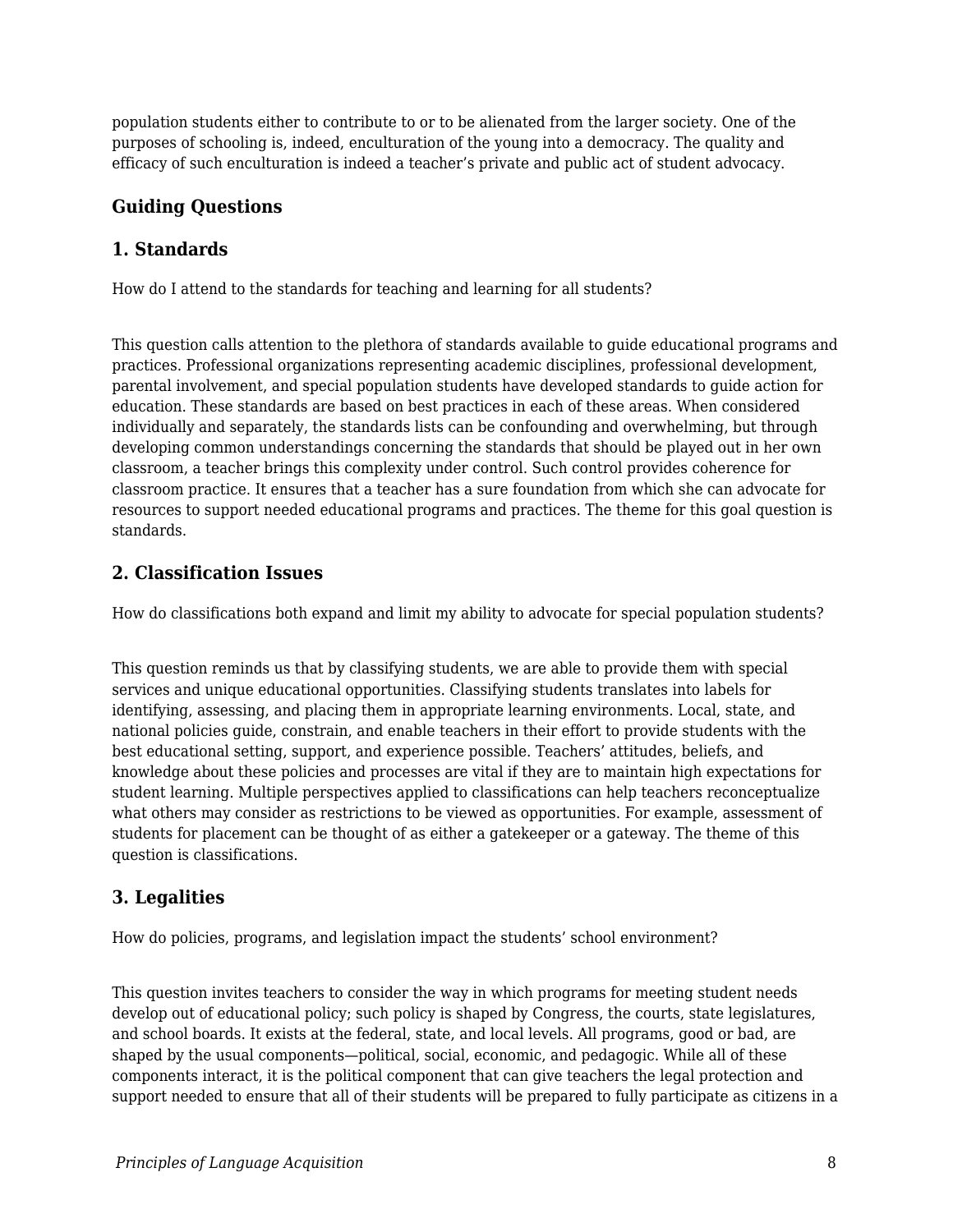population students either to contribute to or to be alienated from the larger society. One of the purposes of schooling is, indeed, enculturation of the young into a democracy. The quality and efficacy of such enculturation is indeed a teacher's private and public act of student advocacy.

### Guiding Questions

### 1. Standards

How do I attend to the standards for teaching and learning for all students?

This question calls attention to the plethora of standards available to guide educational programs and practices. Professional organizations representing academic disciplines, professional development, parental involvement, and special population students have developed standards to guide action for education. These standards are based on best practices in each of these areas. When considered individually and separately, the standards lists can be confounding and overwhelming, but through developing common understandings concerning the standards that should be played out in her own classroom, a teacher brings this complexity under control. Such control provides coherence for classroom practice. It ensures that a teacher has a sure foundation from which she can advocate for resources to support needed educational programs and practices. The theme for this goal question is standards.

### 2. Classification Issues

How do classifications both expand and limit my ability to advocate for special population students?

This question reminds us that by classifying students, we are able to provide them with special services and unique educational opportunities. Classifying students translates into labels for identifying, assessing, and placing them in appropriate learning environments. Local, state, and national policies guide, constrain, and enable teachers in their effort to provide students with the best educational setting, support, and experience possible. Teachers' attitudes, beliefs, and knowledge about these policies and processes are vital if they are to maintain high expectations for student learning. Multiple perspectives applied to classifications can help teachers reconceptualize what others may consider as restrictions to be viewed as opportunities. For example, assessment of students for placement can be thought of as either a gatekeeper or a gateway. The theme of this question is classifications.

### 3. Legalities

How do policies, programs, and legislation impact the students' school environment?

This question invites teachers to consider the way in which programs for meeting student needs develop out of educational policy; such policy is shaped by Congress, the courts, state legislatures, and school boards. It exists at the federal, state, and local levels. All programs, good or bad, are shaped by the usual components—political, social, economic, and pedagogic. While all of these components interact, it is the political component that can give teachers the legal protection and support needed to ensure that all of their students will be prepared to fully participate as citizens in a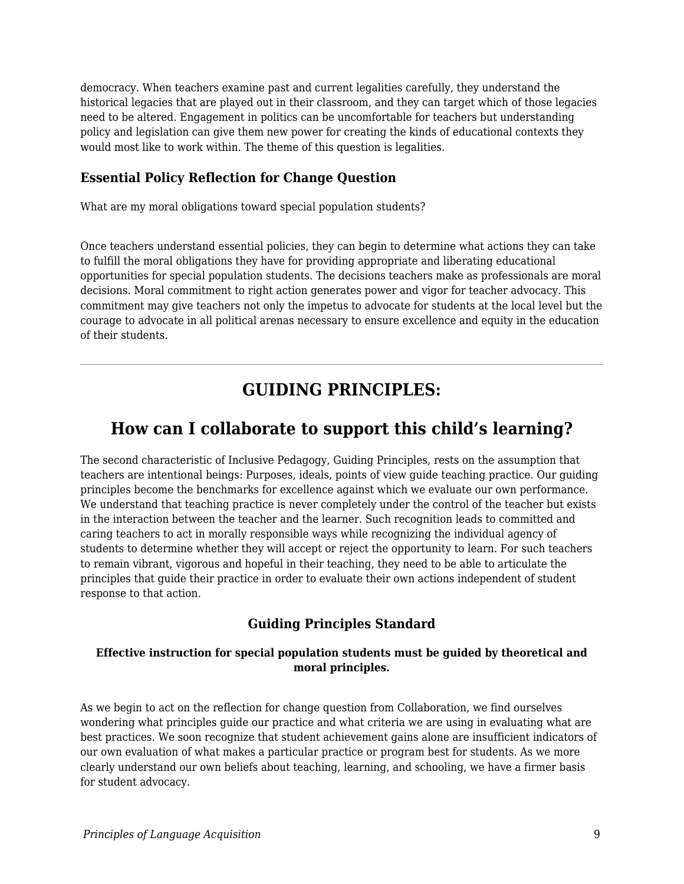democracy. When teachers examine past and current legalities carefully, they understand the historical legacies that are played out in their classroom, and they can target which of those legacies need to be altered. Engagement in politics can be uncomfortable for teachers but understanding policy and legislation can give them new power for creating the kinds of educational contexts they would most like to work within. The theme of this question is legalities.

### Essential Policy Reflection for Change Question

What are my moral obligations toward special population students?

Once teachers understand essential policies, they can begin to determine what actions they can take to fulfill the moral obligations they have for providing appropriate and liberating educational opportunities for special population students. The decisions teachers make as professionals are moral decisions. Moral commitment to right action generates power and vigor for teacher advocacy. This commitment may give teachers not only the impetus to advocate for students at the local level but the courage to advocate in all political arenas necessary to ensure excellence and equity in the education of their students.

---

## GUIDING PRINCIPLES:

## How can I collaborate to support this child's learning?

The second characteristic of Inclusive Pedagogy, Guiding Principles, rests on the assumption that teachers are intentional beings: Purposes, ideals, points of view guide teaching practice. Our guiding principles become the benchmarks for excellence against which we evaluate our own performance. We understand that teaching practice is never completely under the control of the teacher but exists in the interaction between the teacher and the learner. Such recognition leads to committed and caring teachers to act in morally responsible ways while recognizing the individual agency of students to determine whether they will accept or reject the opportunity to learn. For such teachers to remain vibrant, vigorous and hopeful in their teaching, they need to be able to articulate the principles that guide their practice in order to evaluate their own actions independent of student response to that action.

### Guiding Principles Standard

#### Effective instruction for special population students must be guided by theoretical and moral principles.

As we begin to act on the reflection for change question from Collaboration, we find ourselves wondering what principles guide our practice and what criteria we are using in evaluating what are best practices. We soon recognize that student achievement gains alone are insufficient indicators of our own evaluation of what makes a particular practice or program best for students. As we more clearly understand our own beliefs about teaching, learning, and schooling, we have a firmer basis for student advocacy.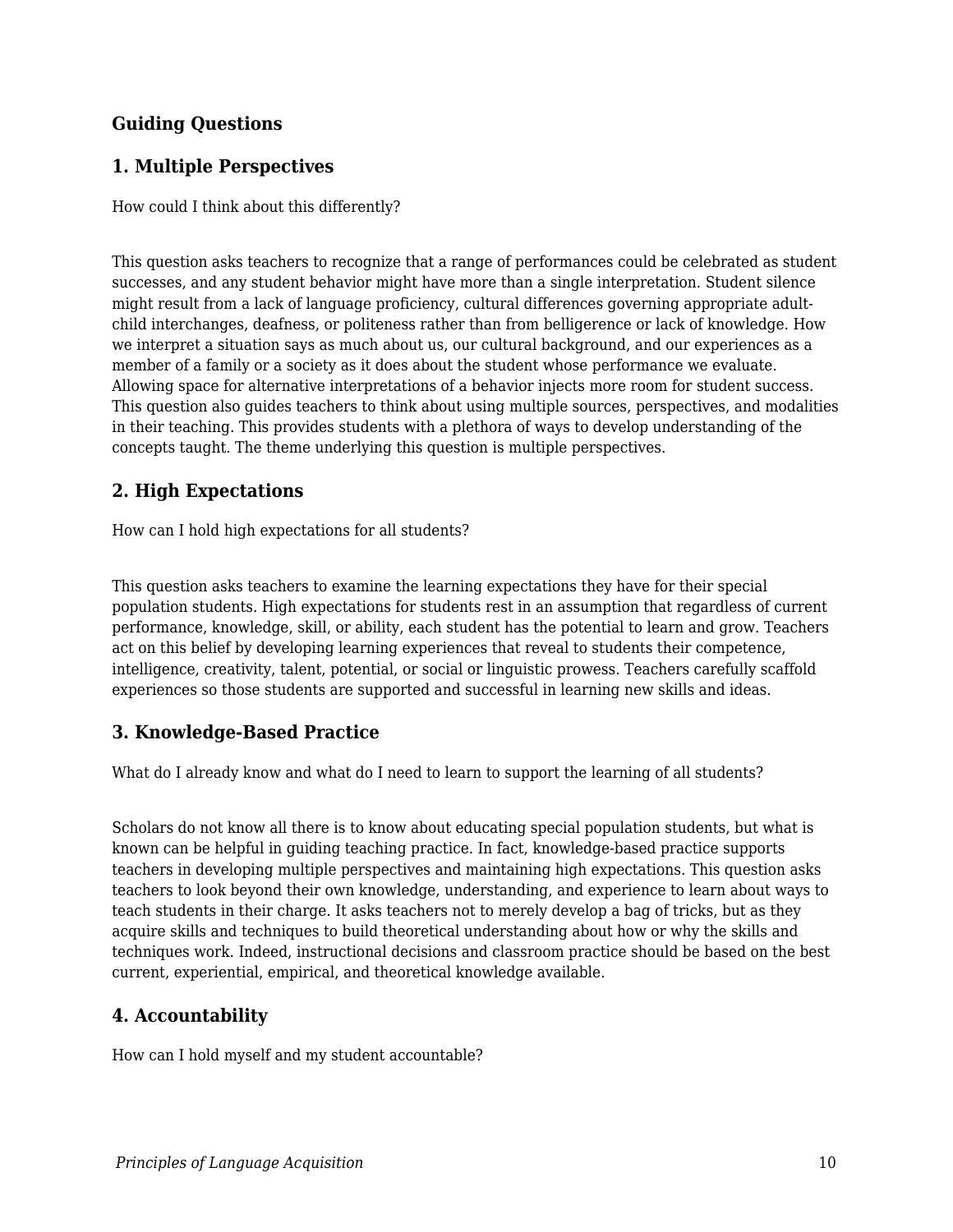### Guiding Questions

### 1. Multiple Perspectives

How could I think about this differently?

This question asks teachers to recognize that a range of performances could be celebrated as student successes, and any student behavior might have more than a single interpretation. Student silence might result from a lack of language proficiency, cultural differences governing appropriate adult-child interchanges, deafness, or politeness rather than from belligerence or lack of knowledge. How we interpret a situation says as much about us, our cultural background, and our experiences as a member of a family or a society as it does about the student whose performance we evaluate. Allowing space for alternative interpretations of a behavior injects more room for student success. This question also guides teachers to think about using multiple sources, perspectives, and modalities in their teaching. This provides students with a plethora of ways to develop understanding of the concepts taught. The theme underlying this question is multiple perspectives.

### 2. High Expectations

How can I hold high expectations for all students?

This question asks teachers to examine the learning expectations they have for their special population students. High expectations for students rest in an assumption that regardless of current performance, knowledge, skill, or ability, each student has the potential to learn and grow. Teachers act on this belief by developing learning experiences that reveal to students their competence, intelligence, creativity, talent, potential, or social or linguistic prowess. Teachers carefully scaffold experiences so those students are supported and successful in learning new skills and ideas.

### 3. Knowledge-Based Practice

What do I already know and what do I need to learn to support the learning of all students?

Scholars do not know all there is to know about educating special population students, but what is known can be helpful in guiding teaching practice. In fact, knowledge-based practice supports teachers in developing multiple perspectives and maintaining high expectations. This question asks teachers to look beyond their own knowledge, understanding, and experience to learn about ways to teach students in their charge. It asks teachers not to merely develop a bag of tricks, but as they acquire skills and techniques to build theoretical understanding about how or why the skills and techniques work. Indeed, instructional decisions and classroom practice should be based on the best current, experiential, empirical, and theoretical knowledge available.

### 4. Accountability

How can I hold myself and my student accountable?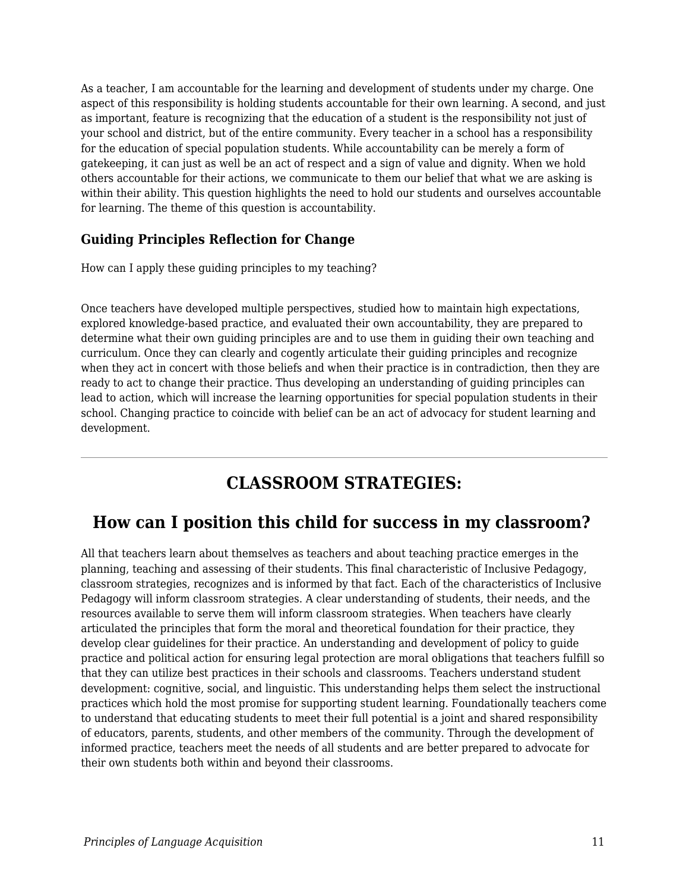As a teacher, I am accountable for the learning and development of students under my charge. One aspect of this responsibility is holding students accountable for their own learning. A second, and just as important, feature is recognizing that the education of a student is the responsibility not just of your school and district, but of the entire community. Every teacher in a school has a responsibility for the education of special population students. While accountability can be merely a form of gatekeeping, it can just as well be an act of respect and a sign of value and dignity. When we hold others accountable for their actions, we communicate to them our belief that what we are asking is within their ability. This question highlights the need to hold our students and ourselves accountable for learning. The theme of this question is accountability.

### Guiding Principles Reflection for Change

How can I apply these guiding principles to my teaching?

Once teachers have developed multiple perspectives, studied how to maintain high expectations, explored knowledge-based practice, and evaluated their own accountability, they are prepared to determine what their own guiding principles are and to use them in guiding their own teaching and curriculum. Once they can clearly and cogently articulate their guiding principles and recognize when they act in concert with those beliefs and when their practice is in contradiction, then they are ready to act to change their practice. Thus developing an understanding of guiding principles can lead to action, which will increase the learning opportunities for special population students in their school. Changing practice to coincide with belief can be an act of advocacy for student learning and development.

---

## CLASSROOM STRATEGIES:

## How can I position this child for success in my classroom?

All that teachers learn about themselves as teachers and about teaching practice emerges in the planning, teaching and assessing of their students. This final characteristic of Inclusive Pedagogy, classroom strategies, recognizes and is informed by that fact. Each of the characteristics of Inclusive Pedagogy will inform classroom strategies. A clear understanding of students, their needs, and the resources available to serve them will inform classroom strategies. When teachers have clearly articulated the principles that form the moral and theoretical foundation for their practice, they develop clear guidelines for their practice. An understanding and development of policy to guide practice and political action for ensuring legal protection are moral obligations that teachers fulfill so that they can utilize best practices in their schools and classrooms. Teachers understand student development: cognitive, social, and linguistic. This understanding helps them select the instructional practices which hold the most promise for supporting student learning. Foundationally teachers come to understand that educating students to meet their full potential is a joint and shared responsibility of educators, parents, students, and other members of the community. Through the development of informed practice, teachers meet the needs of all students and are better prepared to advocate for their own students both within and beyond their classrooms.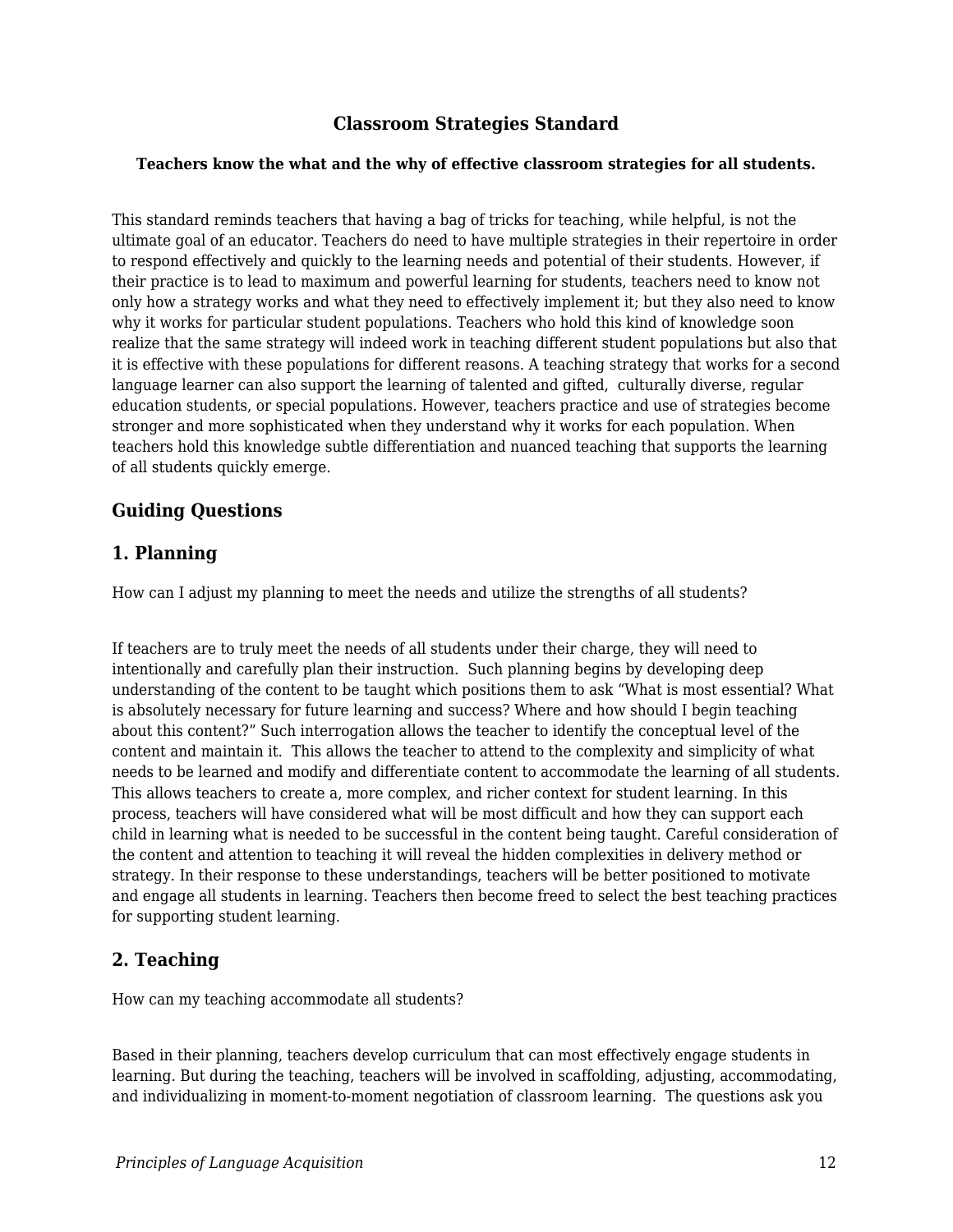### Classroom Strategies Standard

**Teachers know the what and the why of effective classroom strategies for all students.**

This standard reminds teachers that having a bag of tricks for teaching, while helpful, is not the ultimate goal of an educator. Teachers do need to have multiple strategies in their repertoire in order to respond effectively and quickly to the learning needs and potential of their students. However, if their practice is to lead to maximum and powerful learning for students, teachers need to know not only how a strategy works and what they need to effectively implement it; but they also need to know why it works for particular student populations. Teachers who hold this kind of knowledge soon realize that the same strategy will indeed work in teaching different student populations but also that it is effective with these populations for different reasons. A teaching strategy that works for a second language learner can also support the learning of talented and gifted, culturally diverse, regular education students, or special populations. However, teachers practice and use of strategies become stronger and more sophisticated when they understand why it works for each population. When teachers hold this knowledge subtle differentiation and nuanced teaching that supports the learning of all students quickly emerge.

## Guiding Questions

## 1. Planning

How can I adjust my planning to meet the needs and utilize the strengths of all students?

If teachers are to truly meet the needs of all students under their charge, they will need to intentionally and carefully plan their instruction. Such planning begins by developing deep understanding of the content to be taught which positions them to ask "What is most essential? What is absolutely necessary for future learning and success? Where and how should I begin teaching about this content?" Such interrogation allows the teacher to identify the conceptual level of the content and maintain it. This allows the teacher to attend to the complexity and simplicity of what needs to be learned and modify and differentiate content to accommodate the learning of all students. This allows teachers to create a, more complex, and richer context for student learning. In this process, teachers will have considered what will be most difficult and how they can support each child in learning what is needed to be successful in the content being taught. Careful consideration of the content and attention to teaching it will reveal the hidden complexities in delivery method or strategy. In their response to these understandings, teachers will be better positioned to motivate and engage all students in learning. Teachers then become freed to select the best teaching practices for supporting student learning.

## 2. Teaching

How can my teaching accommodate all students?

Based in their planning, teachers develop curriculum that can most effectively engage students in learning. But during the teaching, teachers will be involved in scaffolding, adjusting, accommodating, and individualizing in moment-to-moment negotiation of classroom learning. The questions ask you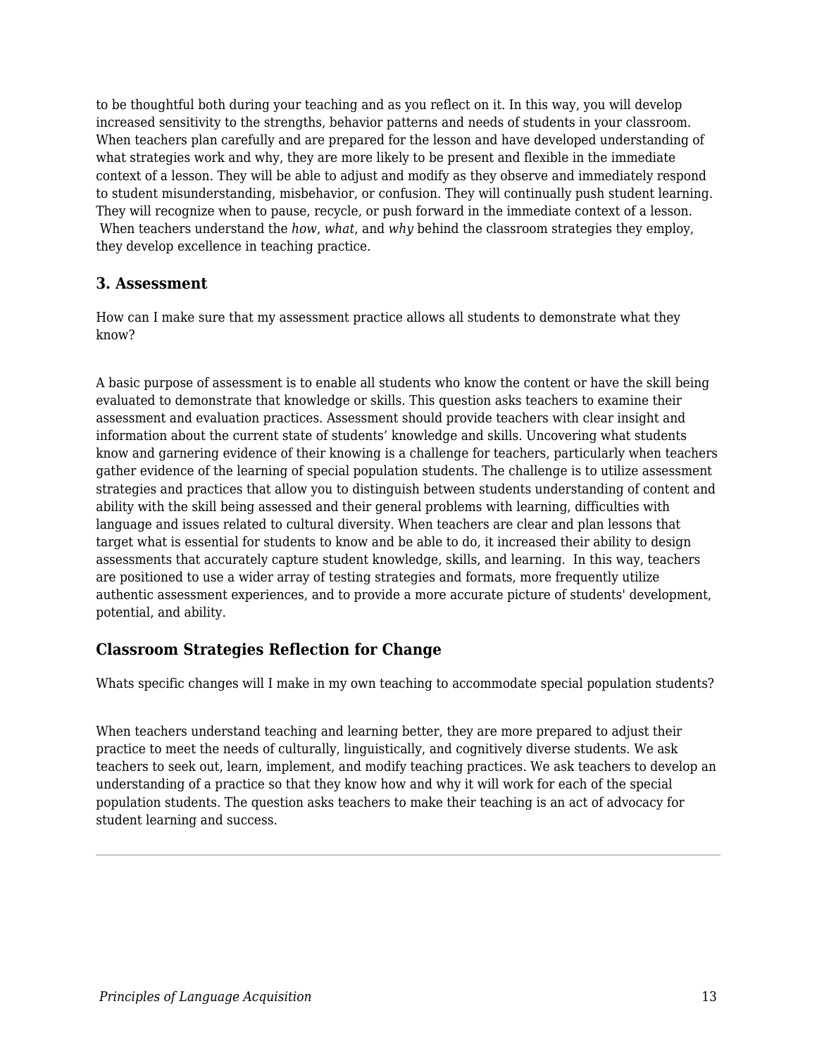to be thoughtful both during your teaching and as you reflect on it. In this way, you will develop increased sensitivity to the strengths, behavior patterns and needs of students in your classroom. When teachers plan carefully and are prepared for the lesson and have developed understanding of what strategies work and why, they are more likely to be present and flexible in the immediate context of a lesson. They will be able to adjust and modify as they observe and immediately respond to student misunderstanding, misbehavior, or confusion. They will continually push student learning. They will recognize when to pause, recycle, or push forward in the immediate context of a lesson. When teachers understand the *how*, *what*, and *why* behind the classroom strategies they employ, they develop excellence in teaching practice.

### 3. Assessment

How can I make sure that my assessment practice allows all students to demonstrate what they know?

A basic purpose of assessment is to enable all students who know the content or have the skill being evaluated to demonstrate that knowledge or skills. This question asks teachers to examine their assessment and evaluation practices. Assessment should provide teachers with clear insight and information about the current state of students' knowledge and skills. Uncovering what students know and garnering evidence of their knowing is a challenge for teachers, particularly when teachers gather evidence of the learning of special population students. The challenge is to utilize assessment strategies and practices that allow you to distinguish between students understanding of content and ability with the skill being assessed and their general problems with learning, difficulties with language and issues related to cultural diversity. When teachers are clear and plan lessons that target what is essential for students to know and be able to do, it increased their ability to design assessments that accurately capture student knowledge, skills, and learning. In this way, teachers are positioned to use a wider array of testing strategies and formats, more frequently utilize authentic assessment experiences, and to provide a more accurate picture of students' development, potential, and ability.

### Classroom Strategies Reflection for Change

Whats specific changes will I make in my own teaching to accommodate special population students?

When teachers understand teaching and learning better, they are more prepared to adjust their practice to meet the needs of culturally, linguistically, and cognitively diverse students. We ask teachers to seek out, learn, implement, and modify teaching practices. We ask teachers to develop an understanding of a practice so that they know how and why it will work for each of the special population students. The question asks teachers to make their teaching is an act of advocacy for student learning and success.

---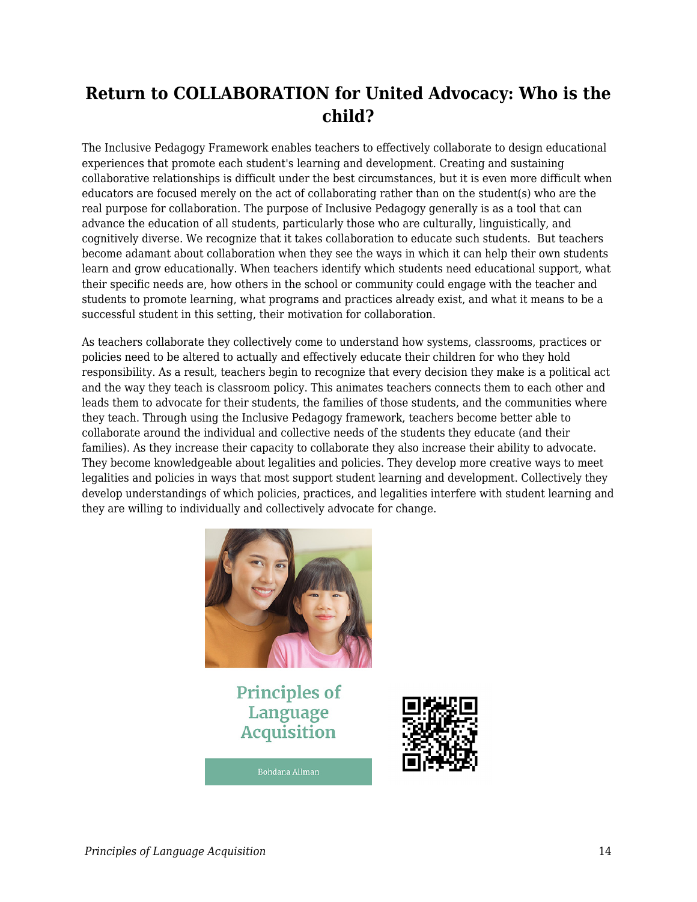# Return to COLLABORATION for United Advocacy: Who is the child?

The Inclusive Pedagogy Framework enables teachers to effectively collaborate to design educational experiences that promote each student's learning and development. Creating and sustaining collaborative relationships is difficult under the best circumstances, but it is even more difficult when educators are focused merely on the act of collaborating rather than on the student(s) who are the real purpose for collaboration. The purpose of Inclusive Pedagogy generally is as a tool that can advance the education of all students, particularly those who are culturally, linguistically, and cognitively diverse. We recognize that it takes collaboration to educate such students.  But teachers become adamant about collaboration when they see the ways in which it can help their own students learn and grow educationally. When teachers identify which students need educational support, what their specific needs are, how others in the school or community could engage with the teacher and students to promote learning, what programs and practices already exist, and what it means to be a successful student in this setting, their motivation for collaboration.

As teachers collaborate they collectively come to understand how systems, classrooms, practices or policies need to be altered to actually and effectively educate their children for who they hold responsibility. As a result, teachers begin to recognize that every decision they make is a political act and the way they teach is classroom policy. This animates teachers connects them to each other and leads them to advocate for their students, the families of those students, and the communities where they teach. Through using the Inclusive Pedagogy framework, teachers become better able to collaborate around the individual and collective needs of the students they educate (and their families). As they increase their capacity to collaborate they also increase their ability to advocate. They become knowledgeable about legalities and policies. They develop more creative ways to meet legalities and policies in ways that most support student learning and development. Collectively they develop understandings of which policies, practices, and legalities interfere with student learning and they are willing to individually and collectively advocate for change.

Principles of Language Acquisition

Bohdana Allman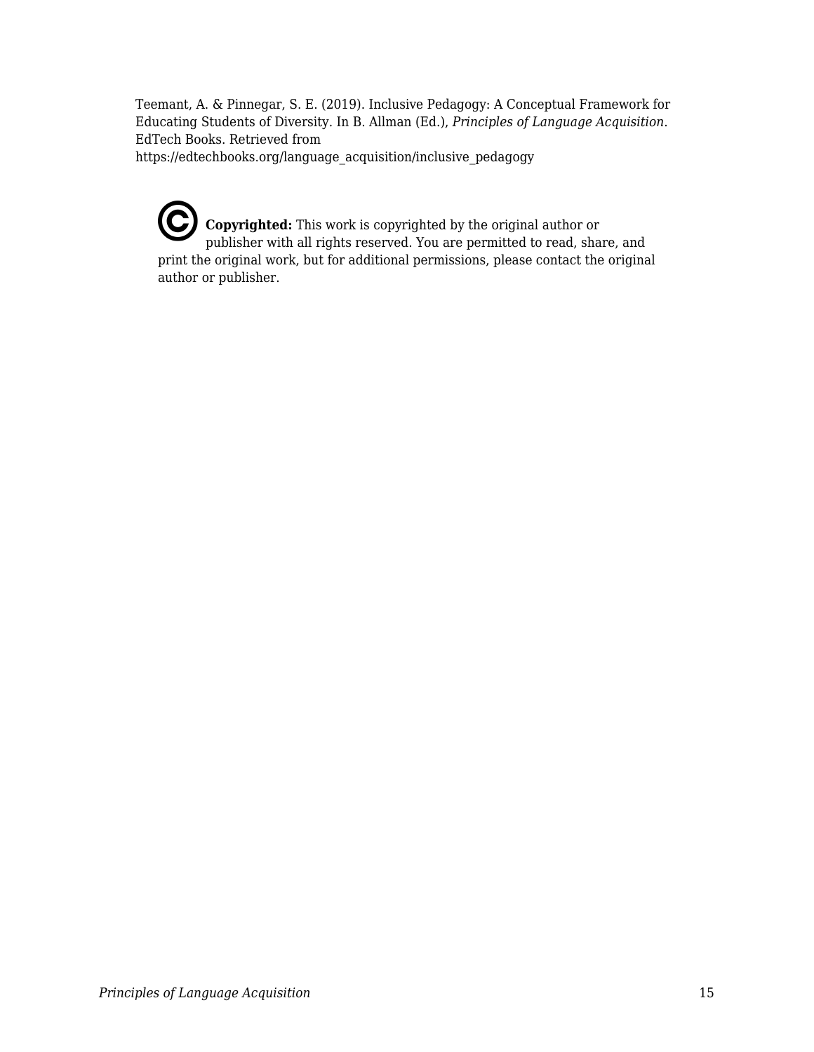Teemant, A. & Pinnegar, S. E. (2019). Inclusive Pedagogy: A Conceptual Framework for Educating Students of Diversity. In B. Allman (Ed.), *Principles of Language Acquisition*. EdTech Books. Retrieved from https://edtechbooks.org/language_acquisition/inclusive_pedagogy

© **Copyrighted:** This work is copyrighted by the original author or publisher with all rights reserved. You are permitted to read, share, and print the original work, but for additional permissions, please contact the original author or publisher.